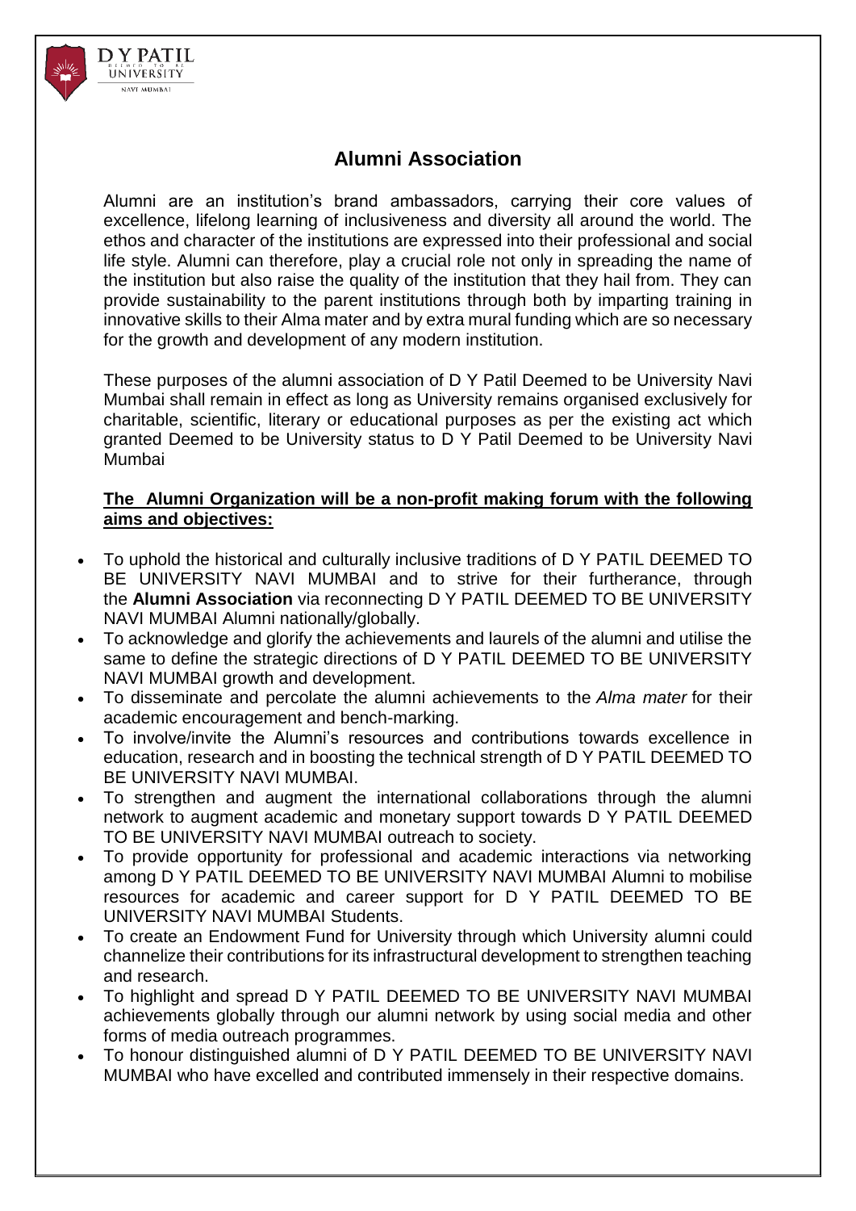## Alumni Association

Alumni are an institution's brand ambassadors, carrying their core values of excellence, lifelong learning of inclusiveness and diversity all around the world. The ethos and character of the institutions are expressed into their professional and social life style. Alumni can therefore, play a crucial role not only in spreading the name of the institution but also raise the quality of the institution that they hail from. They can provide sustainability to the parent institutions through both by imparting training in innovative skills to their Alma mater and by extra mural funding which are so necessary for the growth and development of any modern institution.

These purposes of the alumni association of D Y Patil Deemed to be University Navi Mumbai shall remain in effect as long as University remains organised exclusively for charitable, scientific, literary or educational purposes as per the existing act which granted Deemed to be University status to D Y Patil Deemed to be University Navi Mumbai

**The Alumni Organization will be a non-profit making forum with the following aims and objectives:**

- To uphold the historical and culturally inclusive traditions of D Y PATIL DEEMED TO BE UNIVERSITY NAVI MUMBAI and to strive for their furtherance, through the **Alumni Association** via reconnecting D Y PATIL DEEMED TO BE UNIVERSITY NAVI MUMBAI Alumni nationally/globally.
- To acknowledge and glorify the achievements and laurels of the alumni and utilise the same to define the strategic directions of D Y PATIL DEEMED TO BE UNIVERSITY NAVI MUMBAI growth and development.
- To disseminate and percolate the alumni achievements to the *Alma mater* for their academic encouragement and bench-marking.
- To involve/invite the Alumni's resources and contributions towards excellence in education, research and in boosting the technical strength of D Y PATIL DEEMED TO BE UNIVERSITY NAVI MUMBAI.
- To strengthen and augment the international collaborations through the alumni network to augment academic and monetary support towards D Y PATIL DEEMED TO BE UNIVERSITY NAVI MUMBAI outreach to society.
- To provide opportunity for professional and academic interactions via networking among D Y PATIL DEEMED TO BE UNIVERSITY NAVI MUMBAI Alumni to mobilise resources for academic and career support for D Y PATIL DEEMED TO BE UNIVERSITY NAVI MUMBAI Students.
- To create an Endowment Fund for University through which University alumni could channelize their contributions for its infrastructural development to strengthen teaching and research.
- To highlight and spread D Y PATIL DEEMED TO BE UNIVERSITY NAVI MUMBAI achievements globally through our alumni network by using social media and other forms of media outreach programmes.
- To honour distinguished alumni of D Y PATIL DEEMED TO BE UNIVERSITY NAVI MUMBAI who have excelled and contributed immensely in their respective domains.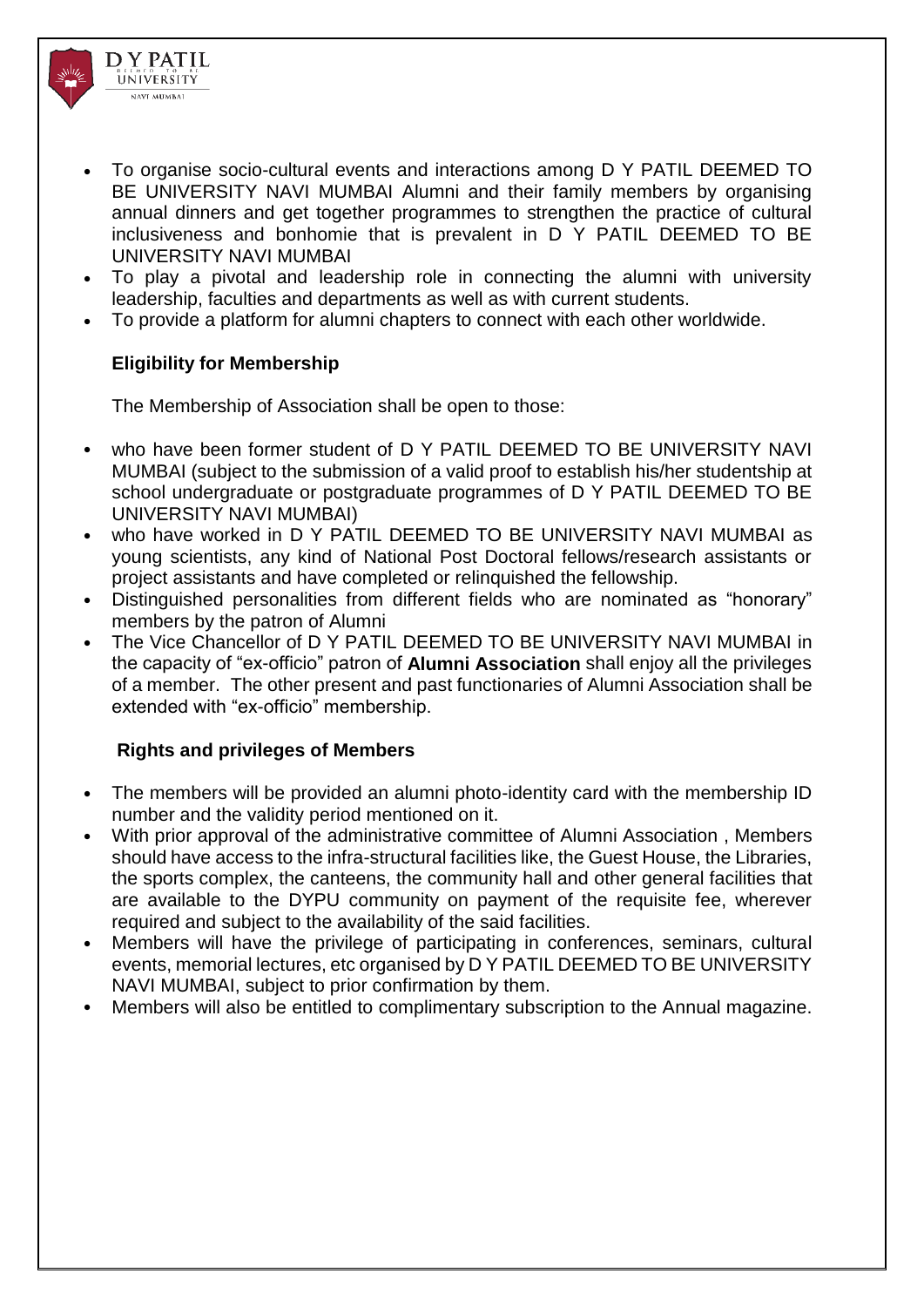- To organise socio-cultural events and interactions among D Y PATIL DEEMED TO BE UNIVERSITY NAVI MUMBAI Alumni and their family members by organising annual dinners and get together programmes to strengthen the practice of cultural inclusiveness and bonhomie that is prevalent in D Y PATIL DEEMED TO BE UNIVERSITY NAVI MUMBAI
- To play a pivotal and leadership role in connecting the alumni with university leadership, faculties and departments as well as with current students.
- To provide a platform for alumni chapters to connect with each other worldwide.

**Eligibility for Membership**

The Membership of Association shall be open to those:

- who have been former student of D Y PATIL DEEMED TO BE UNIVERSITY NAVI MUMBAI (subject to the submission of a valid proof to establish his/her studentship at school undergraduate or postgraduate programmes of D Y PATIL DEEMED TO BE UNIVERSITY NAVI MUMBAI)
- who have worked in D Y PATIL DEEMED TO BE UNIVERSITY NAVI MUMBAI as young scientists, any kind of National Post Doctoral fellows/research assistants or project assistants and have completed or relinquished the fellowship.
- Distinguished personalities from different fields who are nominated as "honorary" members by the patron of Alumni
- The Vice Chancellor of D Y PATIL DEEMED TO BE UNIVERSITY NAVI MUMBAI in the capacity of "ex-officio" patron of **Alumni Association** shall enjoy all the privileges of a member. The other present and past functionaries of Alumni Association shall be extended with "ex-officio" membership.

**Rights and privileges of Members**

- The members will be provided an alumni photo-identity card with the membership ID number and the validity period mentioned on it.
- With prior approval of the administrative committee of Alumni Association , Members should have access to the infra-structural facilities like, the Guest House, the Libraries, the sports complex, the canteens, the community hall and other general facilities that are available to the DYPU community on payment of the requisite fee, wherever required and subject to the availability of the said facilities.
- Members will have the privilege of participating in conferences, seminars, cultural events, memorial lectures, etc organised by D Y PATIL DEEMED TO BE UNIVERSITY NAVI MUMBAI, subject to prior confirmation by them.
- Members will also be entitled to complimentary subscription to the Annual magazine.